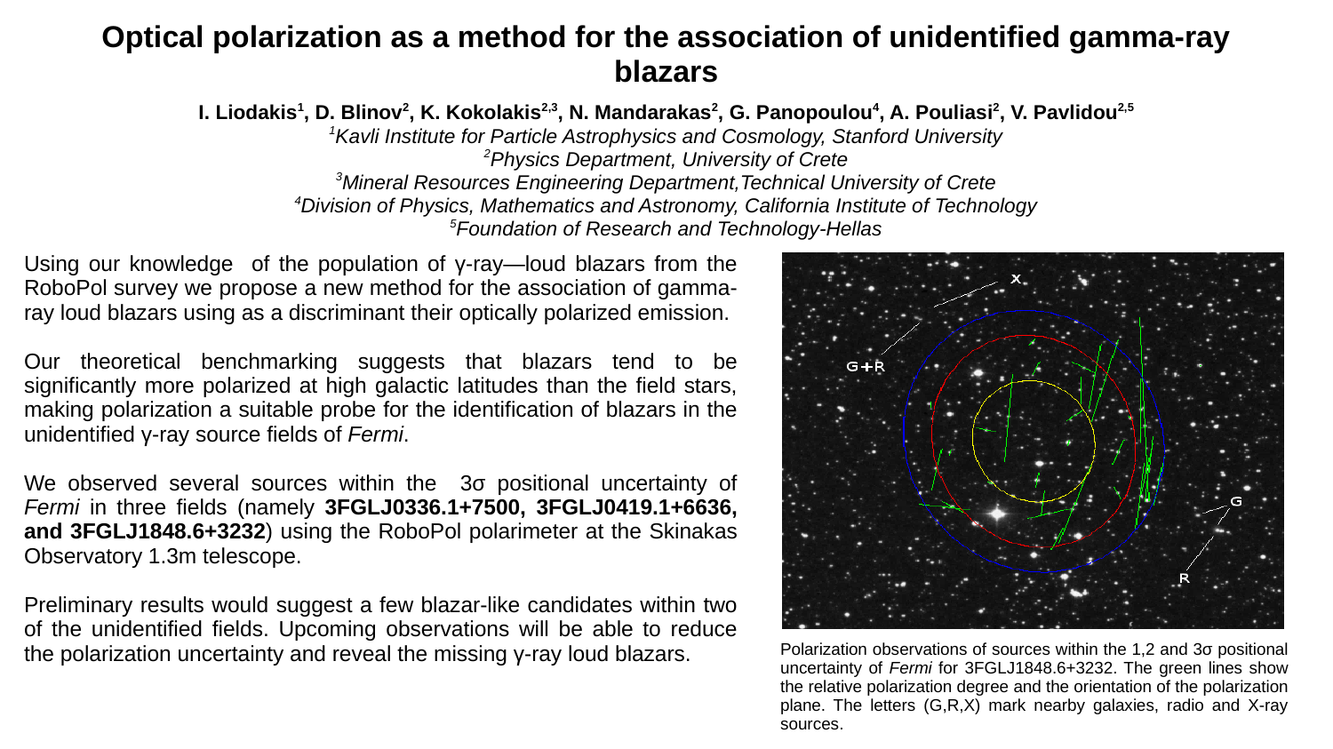# Optical polarization as a method for the association of unidentified gamma-ray blazars

**I. Liodakis[1], D. Blinov[2], K. Kokolakis[2,3], N. Mandarakas[2], G. Panopoulou[4], A. Pouliasi[2], V. Pavlidou[2,5]**

[1]*Kavli Institute for Particle Astrophysics and Cosmology, Stanford University*
[2]*Physics Department, University of Crete*
[3]*Mineral Resources Engineering Department,Technical University of Crete*
[4]*Division of Physics, Mathematics and Astronomy, California Institute of Technology*
[5]*Foundation of Research and Technology-Hellas*

Using our knowledge of the population of γ-ray—loud blazars from the RoboPol survey we propose a new method for the association of gamma-ray loud blazars using as a discriminant their optically polarized emission.

Our theoretical benchmarking suggests that blazars tend to be significantly more polarized at high galactic latitudes than the field stars, making polarization a suitable probe for the identification of blazars in the unidentified γ-ray source fields of *Fermi*.

We observed several sources within the 3σ positional uncertainty of *Fermi* in three fields (namely **3FGLJ0336.1+7500, 3FGLJ0419.1+6636, and 3FGLJ1848.6+3232**) using the RoboPol polarimeter at the Skinakas Observatory 1.3m telescope.

Preliminary results would suggest a few blazar-like candidates within two of the unidentified fields. Upcoming observations will be able to reduce the polarization uncertainty and reveal the missing γ-ray loud blazars.

Polarization observations of sources within the 1,2 and 3σ positional uncertainty of *Fermi* for 3FGLJ1848.6+3232. The green lines show the relative polarization degree and the orientation of the polarization plane. The letters (G,R,X) mark nearby galaxies, radio and X-ray sources.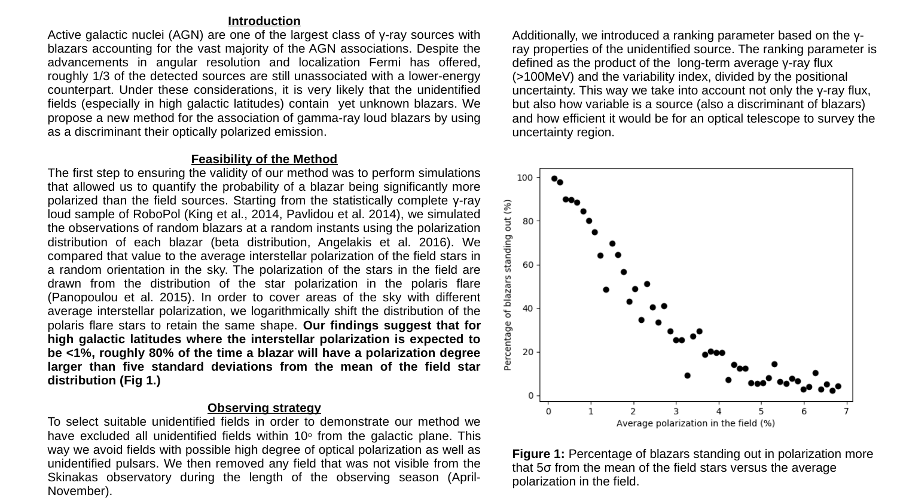## Introduction

Active galactic nuclei (AGN) are one of the largest class of γ-ray sources with blazars accounting for the vast majority of the AGN associations. Despite the advancements in angular resolution and localization Fermi has offered, roughly 1/3 of the detected sources are still unassociated with a lower-energy counterpart. Under these considerations, it is very likely that the unidentified fields (especially in high galactic latitudes) contain yet unknown blazars. We propose a new method for the association of gamma-ray loud blazars by using as a discriminant their optically polarized emission.

## Feasibility of the Method

The first step to ensuring the validity of our method was to perform simulations that allowed us to quantify the probability of a blazar being significantly more polarized than the field sources. Starting from the statistically complete γ-ray loud sample of RoboPol (King et al., 2014, Pavlidou et al. 2014), we simulated the observations of random blazars at a random instants using the polarization distribution of each blazar (beta distribution, Angelakis et al. 2016). We compared that value to the average interstellar polarization of the field stars in a random orientation in the sky. The polarization of the stars in the field are drawn from the distribution of the star polarization in the polaris flare (Panopoulou et al. 2015). In order to cover areas of the sky with different average interstellar polarization, we logarithmically shift the distribution of the polaris flare stars to retain the same shape. **Our findings suggest that for high galactic latitudes where the interstellar polarization is expected to be <1%, roughly 80% of the time a blazar will have a polarization degree larger than five standard deviations from the mean of the field star distribution (Fig 1.)**

## Observing strategy

To select suitable unidentified fields in order to demonstrate our method we have excluded all unidentified fields within 10$^{o}$ from the galactic plane. This way we avoid fields with possible high degree of optical polarization as well as unidentified pulsars. We then removed any field that was not visible from the Skinakas observatory during the length of the observing season (April-November).

Additionally, we introduced a ranking parameter based on the γ-ray properties of the unidentified source. The ranking parameter is defined as the product of the long-term average γ-ray flux (>100MeV) and the variability index, divided by the positional uncertainty. This way we take into account not only the γ-ray flux, but also how variable is a source (also a discriminant of blazars) and how efficient it would be for an optical telescope to survey the uncertainty region.

**Figure 1:** Percentage of blazars standing out in polarization more that 5σ from the mean of the field stars versus the average polarization in the field.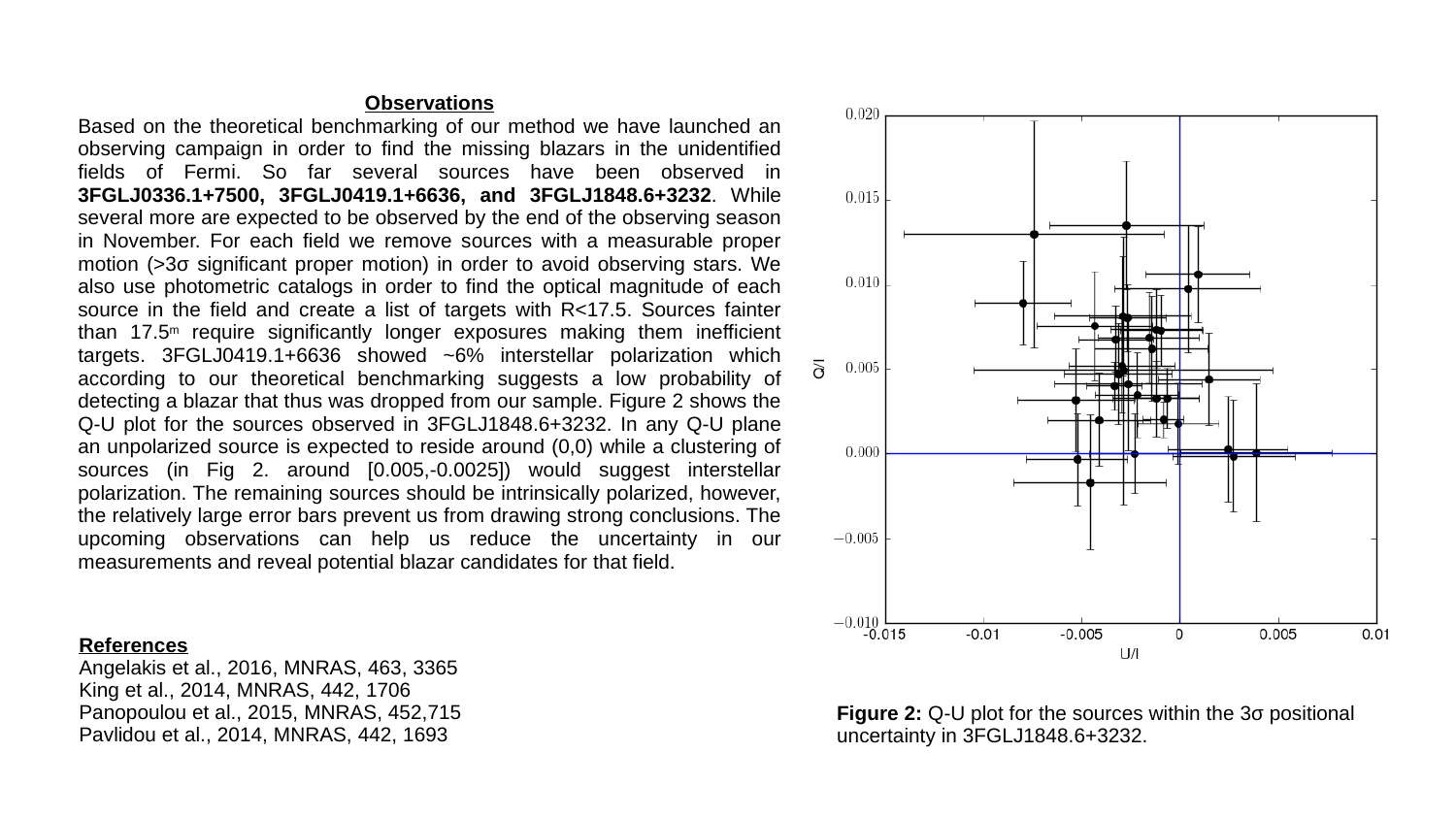## Observations

Based on the theoretical benchmarking of our method we have launched an observing campaign in order to find the missing blazars in the unidentified fields of Fermi. So far several sources have been observed in **3FGLJ0336.1+7500, 3FGLJ0419.1+6636, and 3FGLJ1848.6+3232**. While several more are expected to be observed by the end of the observing season in November. For each field we remove sources with a measurable proper motion (>3σ significant proper motion) in order to avoid observing stars. We also use photometric catalogs in order to find the optical magnitude of each source in the field and create a list of targets with R<17.5. Sources fainter than $17.5^m$ require significantly longer exposures making them inefficient targets. 3FGLJ0419.1+6636 showed ~6% interstellar polarization which according to our theoretical benchmarking suggests a low probability of detecting a blazar that thus was dropped from our sample. Figure 2 shows the Q-U plot for the sources observed in 3FGLJ1848.6+3232. In any Q-U plane an unpolarized source is expected to reside around (0,0) while a clustering of sources (in Fig 2. around [0.005,-0.0025]) would suggest interstellar polarization. The remaining sources should be intrinsically polarized, however, the relatively large error bars prevent us from drawing strong conclusions. The upcoming observations can help us reduce the uncertainty in our measurements and reveal potential blazar candidates for that field.

Q/I

0.020
0.015
0.010
0.005
0.000
−0.005
−0.010

-0.015 -0.01 -0.005 0 0.005 0.01

U/I

**Figure 2:** Q-U plot for the sources within the 3σ positional uncertainty in 3FGLJ1848.6+3232.

**References**

Angelakis et al., 2016, MNRAS, 463, 3365
King et al., 2014, MNRAS, 442, 1706
Panopoulou et al., 2015, MNRAS, 452,715
Pavlidou et al., 2014, MNRAS, 442, 1693